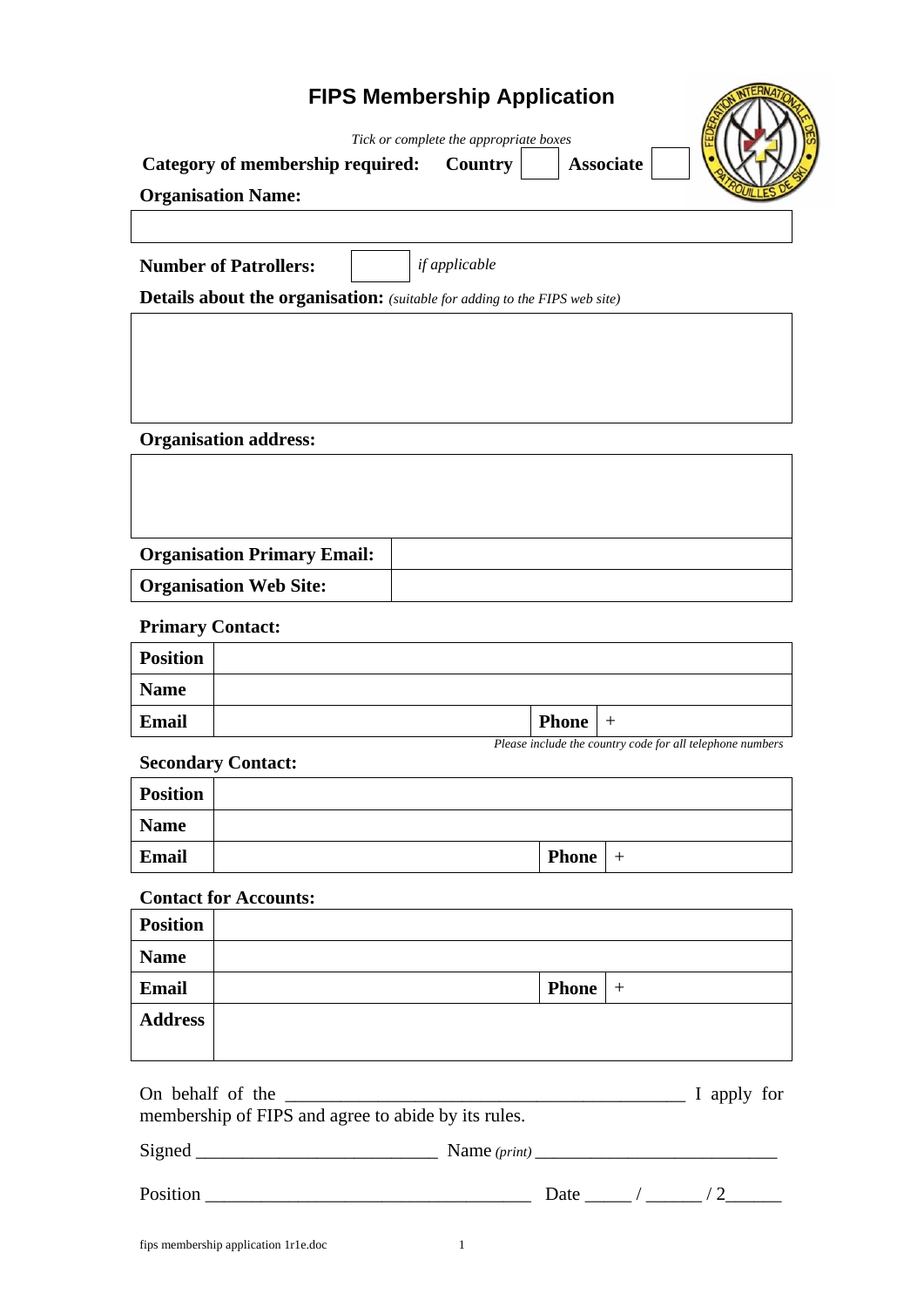# FIPS Membership Application

*Tick or complete the appropriate boxes*

**Category of membership required:** **Country** ☐ **Associate** ☐

**Organisation Name:**

| |
|---|
| |

**Number of Patrollers:** ☐ *if applicable*

**Details about the organisation:** *(suitable for adding to the FIPS web site)*

| |
|---|
| |

**Organisation address:**

| | |
|---|---|
| | |
| **Organisation Primary Email:** | |
| **Organisation Web Site:** | |

**Primary Contact:**

| | | | |
|---|---|---|---|
| **Position** | | | |
| **Name** | | | |
| **Email** | | **Phone** | + |

*Please include the country code for all telephone numbers*

**Secondary Contact:**

| | | | |
|---|---|---|---|
| **Position** | | | |
| **Name** | | | |
| **Email** | | **Phone** | + |

**Contact for Accounts:**

| | | | |
|---|---|---|---|
| **Position** | | | |
| **Name** | | | |
| **Email** | | **Phone** | + |
| **Address** | | | |

On behalf of the _____________________________________________ I apply for membership of FIPS and agree to abide by its rules.

Signed __________________________ Name *(print)* __________________________

Position ___________________________________ Date _____ / ______ / 2______

fips membership application 1r1e.doc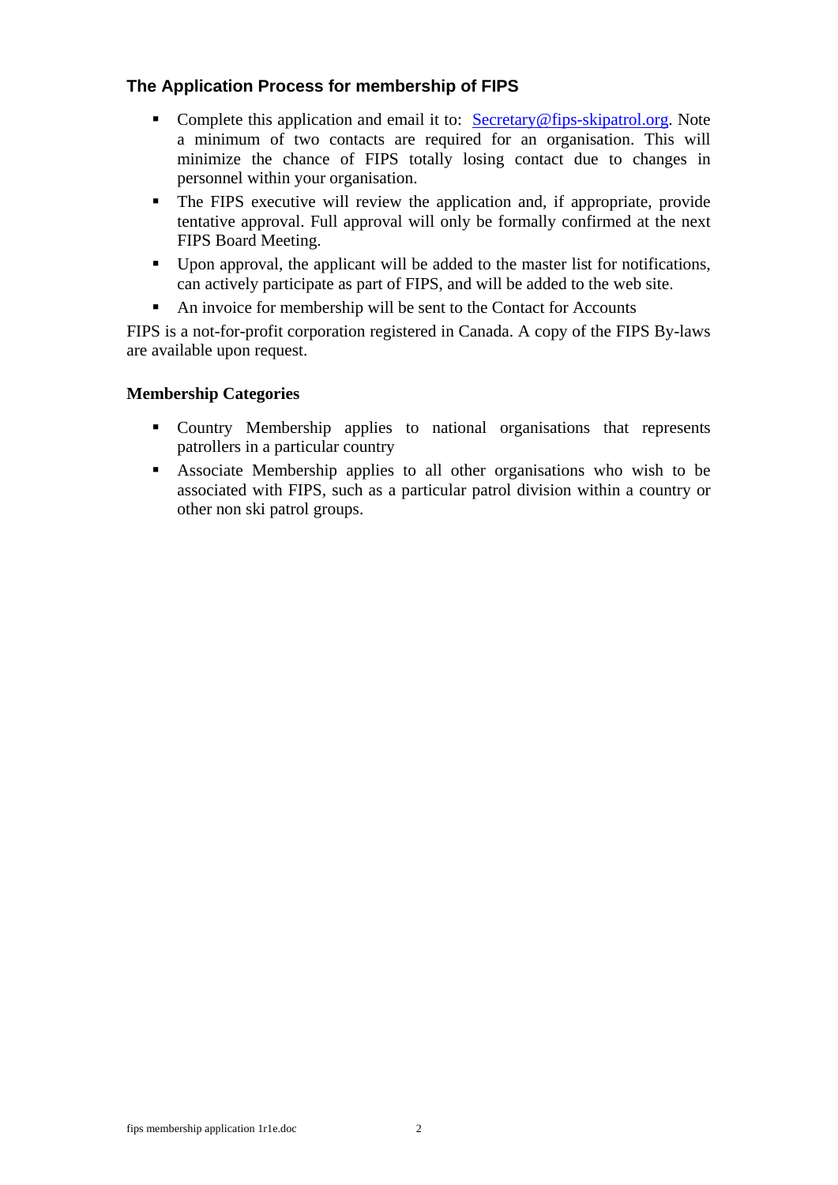## The Application Process for membership of FIPS

- Complete this application and email it to: [Secretary@fips-skipatrol.org](mailto:Secretary@fips-skipatrol.org). Note a minimum of two contacts are required for an organisation. This will minimize the chance of FIPS totally losing contact due to changes in personnel within your organisation.
- The FIPS executive will review the application and, if appropriate, provide tentative approval. Full approval will only be formally confirmed at the next FIPS Board Meeting.
- Upon approval, the applicant will be added to the master list for notifications, can actively participate as part of FIPS, and will be added to the web site.
- An invoice for membership will be sent to the Contact for Accounts

FIPS is a not-for-profit corporation registered in Canada. A copy of the FIPS By-laws are available upon request.

### Membership Categories

- Country Membership applies to national organisations that represents patrollers in a particular country
- Associate Membership applies to all other organisations who wish to be associated with FIPS, such as a particular patrol division within a country or other non ski patrol groups.